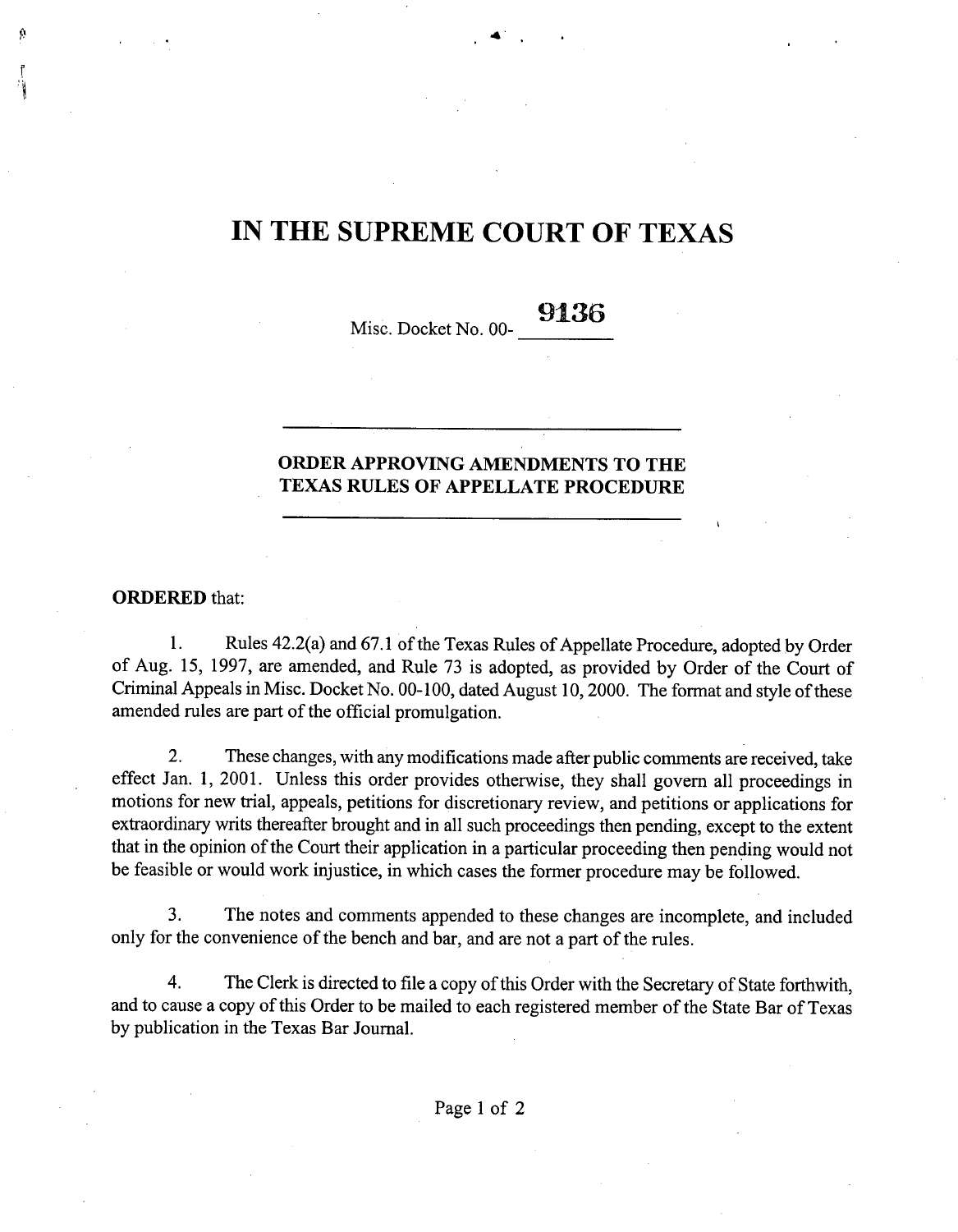# IN THE SUPREME COURT OF TEXAS

Misc. Docket No. 00- **9136**

---

**ORDER APPROVING AMENDMENTS TO THE TEXAS RULES OF APPELLATE PROCEDURE**

---

**ORDERED** that:

1. Rules 42.2(a) and 67.1 of the Texas Rules of Appellate Procedure, adopted by Order of Aug. 15, 1997, are amended, and Rule 73 is adopted, as provided by Order of the Court of Criminal Appeals in Misc. Docket No. 00-100, dated August 10, 2000. The format and style of these amended rules are part of the official promulgation.

2. These changes, with any modifications made after public comments are received, take effect Jan. 1, 2001. Unless this order provides otherwise, they shall govern all proceedings in motions for new trial, appeals, petitions for discretionary review, and petitions or applications for extraordinary writs thereafter brought and in all such proceedings then pending, except to the extent that in the opinion of the Court their application in a particular proceeding then pending would not be feasible or would work injustice, in which cases the former procedure may be followed.

3. The notes and comments appended to these changes are incomplete, and included only for the convenience of the bench and bar, and are not a part of the rules.

4. The Clerk is directed to file a copy of this Order with the Secretary of State forthwith, and to cause a copy of this Order to be mailed to each registered member of the State Bar of Texas by publication in the Texas Bar Journal.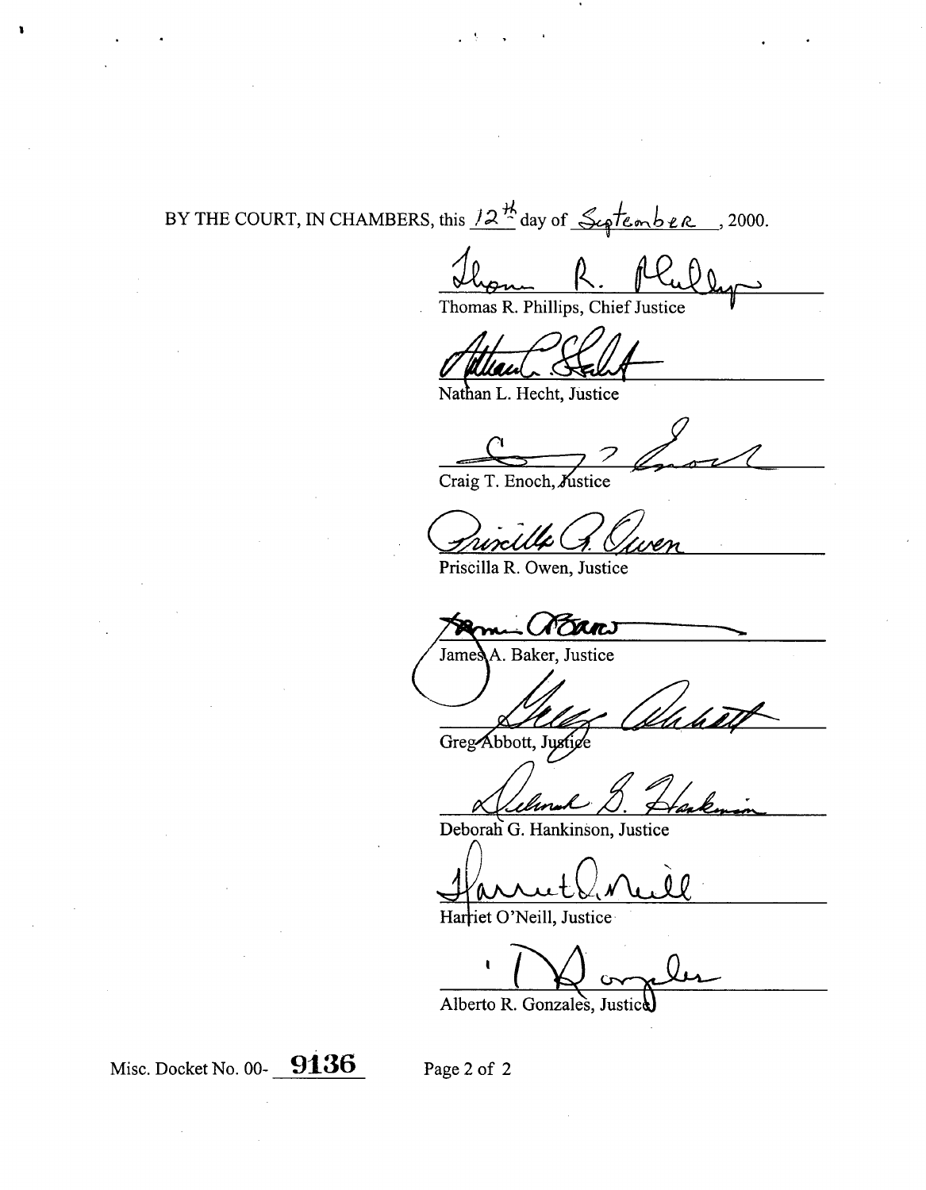BY THE COURT, IN CHAMBERS, this 12th day of September, 2000.

Thomas R. Phillips, Chief Justice

Nathan L. Hecht, Justice

Craig T. Enoch, Justice

Priscilla R. Owen, Justice

James A. Baker, Justice

Greg Abbott, Justice

Deborah G. Hankinson, Justice

Harriet O'Neill, Justice

Alberto R. Gonzales, Justice

Misc. Docket No. 00- **9136**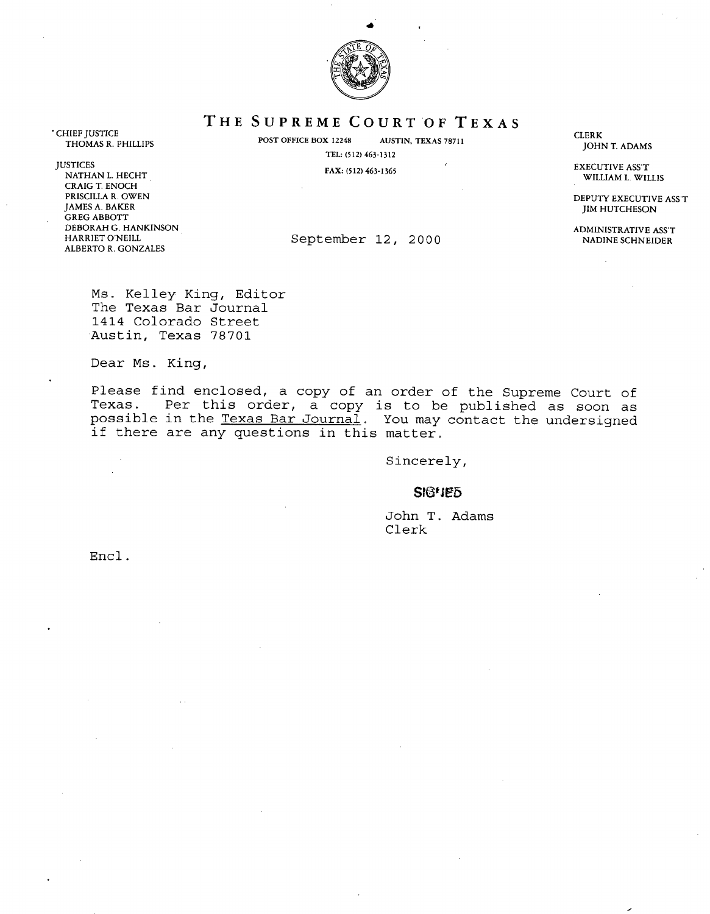# THE SUPREME COURT OF TEXAS

POST OFFICE BOX 12248 AUSTIN, TEXAS 78711

TEL: (512) 463-1312

FAX: (512) 463-1365

CHIEF JUSTICE
THOMAS R. PHILLIPS

JUSTICES
NATHAN L. HECHT
CRAIG T. ENOCH
PRISCILLA R. OWEN
JAMES A. BAKER
GREG ABBOTT
DEBORAH G. HANKINSON
HARRIET O'NEILL
ALBERTO R. GONZALES

CLERK
JOHN T. ADAMS

EXECUTIVE ASS'T
WILLIAM L. WILLIS

DEPUTY EXECUTIVE ASS'T
JIM HUTCHESON

ADMINISTRATIVE ASS'T
NADINE SCHNEIDER

September 12, 2000

Ms. Kelley King, Editor
The Texas Bar Journal
1414 Colorado Street
Austin, Texas 78701

Dear Ms. King,

Please find enclosed, a copy of an order of the Supreme Court of Texas. Per this order, a copy is to be published as soon as possible in the Texas Bar Journal. You may contact the undersigned if there are any questions in this matter.

Sincerely,

SIGNED

John T. Adams
Clerk

Encl.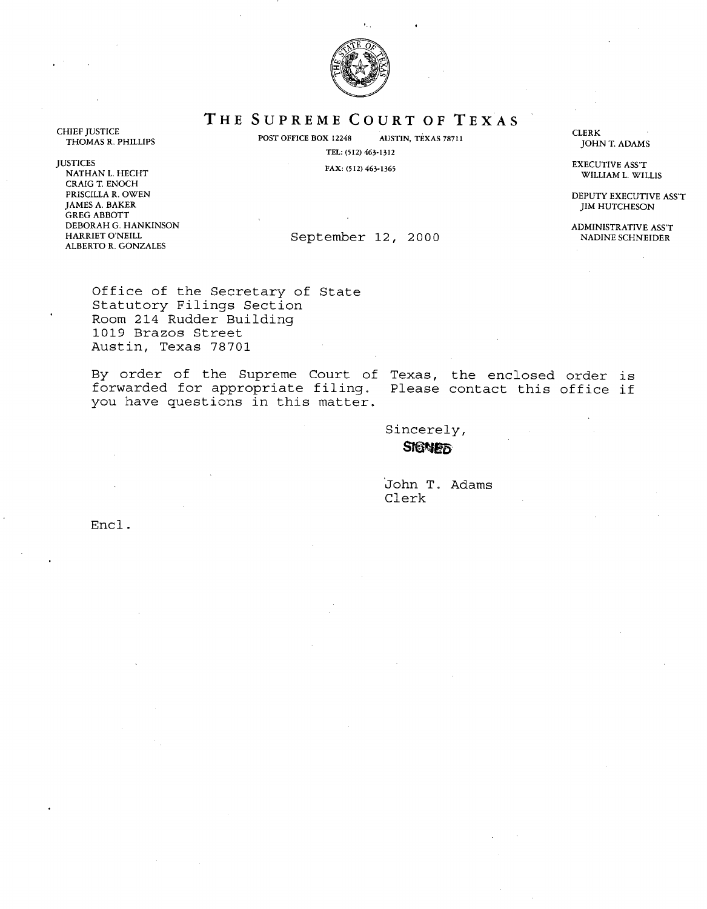# THE SUPREME COURT OF TEXAS

POST OFFICE BOX 12248 AUSTIN, TEXAS 78711

TEL: (512) 463-1312

FAX: (512) 463-1365

CHIEF JUSTICE
THOMAS R. PHILLIPS

JUSTICES
NATHAN L. HECHT
CRAIG T. ENOCH
PRISCILLA R. OWEN
JAMES A. BAKER
GREG ABBOTT
DEBORAH G. HANKINSON
HARRIET O'NEILL
ALBERTO R. GONZALES

CLERK
JOHN T. ADAMS

EXECUTIVE ASS'T
WILLIAM L. WILLIS

DEPUTY EXECUTIVE ASS'T
JIM HUTCHESON

ADMINISTRATIVE ASS'T
NADINE SCHNEIDER

September 12, 2000

Office of the Secretary of State
Statutory Filings Section
Room 214 Rudder Building
1019 Brazos Street
Austin, Texas 78701

By order of the Supreme Court of Texas, the enclosed order is forwarded for appropriate filing. Please contact this office if you have questions in this matter.

Sincerely,

SIGNED

John T. Adams
Clerk

Encl.